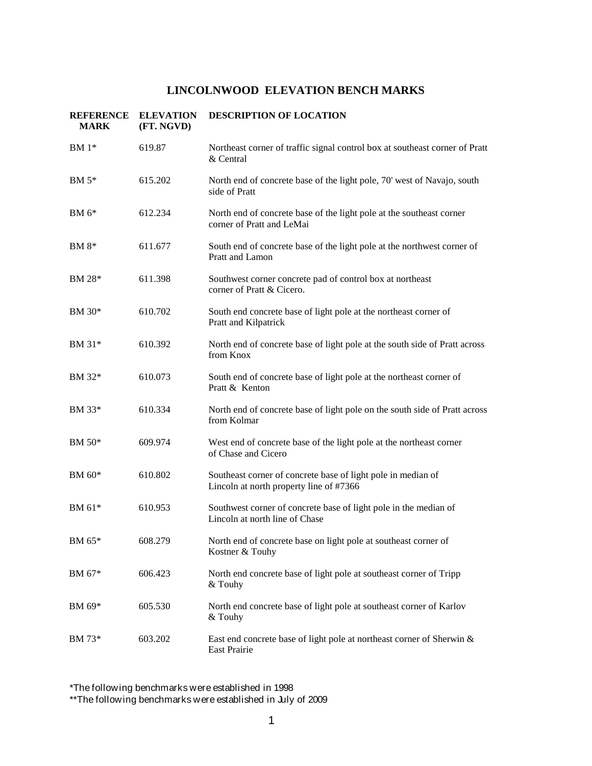# LINCOLNWOOD ELEVATION BENCH MARKS

| REFERENCE MARK | ELEVATION (FT. NGVD) | DESCRIPTION OF LOCATION |
|---|---|---|
| BM 1* | 619.87 | Northeast corner of traffic signal control box at southeast corner of Pratt & Central |
| BM 5* | 615.202 | North end of concrete base of the light pole, 70' west of Navajo, south side of Pratt |
| BM 6* | 612.234 | North end of concrete base of the light pole at the southeast corner corner of Pratt and LeMai |
| BM 8* | 611.677 | South end of concrete base of the light pole at the northwest corner of Pratt and Lamon |
| BM 28* | 611.398 | Southwest corner concrete pad of control box at northeast corner of Pratt & Cicero. |
| BM 30* | 610.702 | South end concrete base of light pole at the northeast corner of Pratt and Kilpatrick |
| BM 31* | 610.392 | North end of concrete base of light pole at the south side of Pratt across from Knox |
| BM 32* | 610.073 | South end of concrete base of light pole at the northeast corner of Pratt & Kenton |
| BM 33* | 610.334 | North end of concrete base of light pole on the south side of Pratt across from Kolmar |
| BM 50* | 609.974 | West end of concrete base of the light pole at the northeast corner of Chase and Cicero |
| BM 60* | 610.802 | Southeast corner of concrete base of light pole in median of Lincoln at north property line of #7366 |
| BM 61* | 610.953 | Southwest corner of concrete base of light pole in the median of Lincoln at north line of Chase |
| BM 65* | 608.279 | North end of concrete base on light pole at southeast corner of Kostner & Touhy |
| BM 67* | 606.423 | North end concrete base of light pole at southeast corner of Tripp & Touhy |
| BM 69* | 605.530 | North end concrete base of light pole at southeast corner of Karlov & Touhy |
| BM 73* | 603.202 | East end concrete base of light pole at northeast corner of Sherwin & East Prairie |

*The following benchmarks were established in 1998
**The following benchmarks were established in July of 2009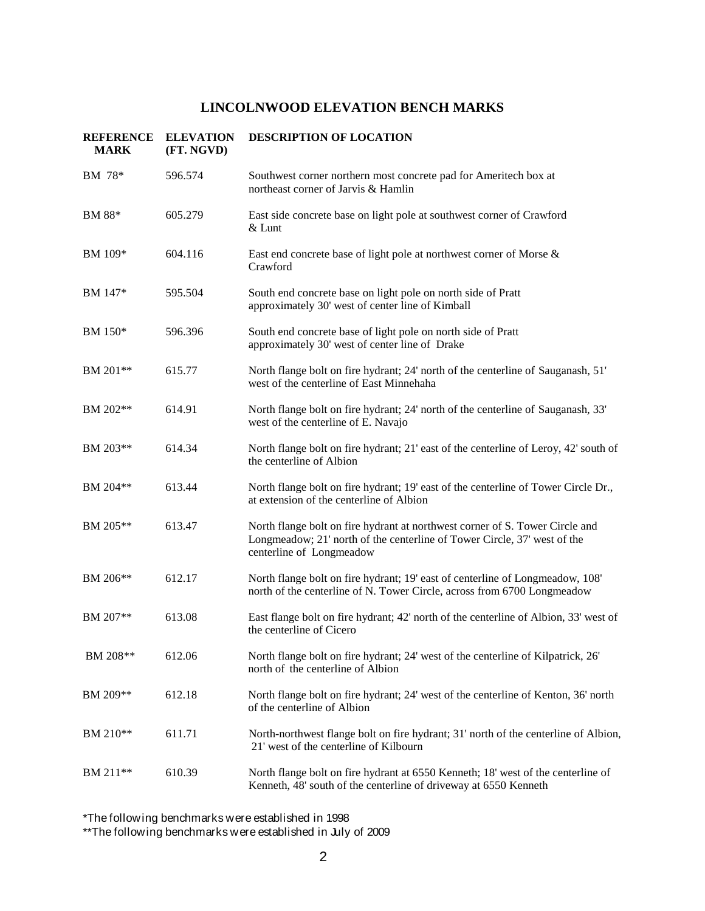# LINCOLNWOOD ELEVATION BENCH MARKS

| REFERENCE MARK | ELEVATION (FT. NGVD) | DESCRIPTION OF LOCATION |
|---|---|---|
| BM 78* | 596.574 | Southwest corner northern most concrete pad for Ameritech box at northeast corner of Jarvis & Hamlin |
| BM 88* | 605.279 | East side concrete base on light pole at southwest corner of Crawford & Lunt |
| BM 109* | 604.116 | East end concrete base of light pole at northwest corner of Morse & Crawford |
| BM 147* | 595.504 | South end concrete base on light pole on north side of Pratt approximately 30' west of center line of Kimball |
| BM 150* | 596.396 | South end concrete base of light pole on north side of Pratt approximately 30' west of center line of Drake |
| BM 201** | 615.77 | North flange bolt on fire hydrant; 24' north of the centerline of Sauganash, 51' west of the centerline of East Minnehaha |
| BM 202** | 614.91 | North flange bolt on fire hydrant; 24' north of the centerline of Sauganash, 33' west of the centerline of E. Navajo |
| BM 203** | 614.34 | North flange bolt on fire hydrant; 21' east of the centerline of Leroy, 42' south of the centerline of Albion |
| BM 204** | 613.44 | North flange bolt on fire hydrant; 19' east of the centerline of Tower Circle Dr., at extension of the centerline of Albion |
| BM 205** | 613.47 | North flange bolt on fire hydrant at northwest corner of S. Tower Circle and Longmeadow; 21' north of the centerline of Tower Circle, 37' west of the centerline of Longmeadow |
| BM 206** | 612.17 | North flange bolt on fire hydrant; 19' east of centerline of Longmeadow, 108' north of the centerline of N. Tower Circle, across from 6700 Longmeadow |
| BM 207** | 613.08 | East flange bolt on fire hydrant; 42' north of the centerline of Albion, 33' west of the centerline of Cicero |
| BM 208** | 612.06 | North flange bolt on fire hydrant; 24' west of the centerline of Kilpatrick, 26' north of the centerline of Albion |
| BM 209** | 612.18 | North flange bolt on fire hydrant; 24' west of the centerline of Kenton, 36' north of the centerline of Albion |
| BM 210** | 611.71 | North-northwest flange bolt on fire hydrant; 31' north of the centerline of Albion, 21' west of the centerline of Kilbourn |
| BM 211** | 610.39 | North flange bolt on fire hydrant at 6550 Kenneth; 18' west of the centerline of Kenneth, 48' south of the centerline of driveway at 6550 Kenneth |

*The following benchmarks were established in 1998
**The following benchmarks were established in July of 2009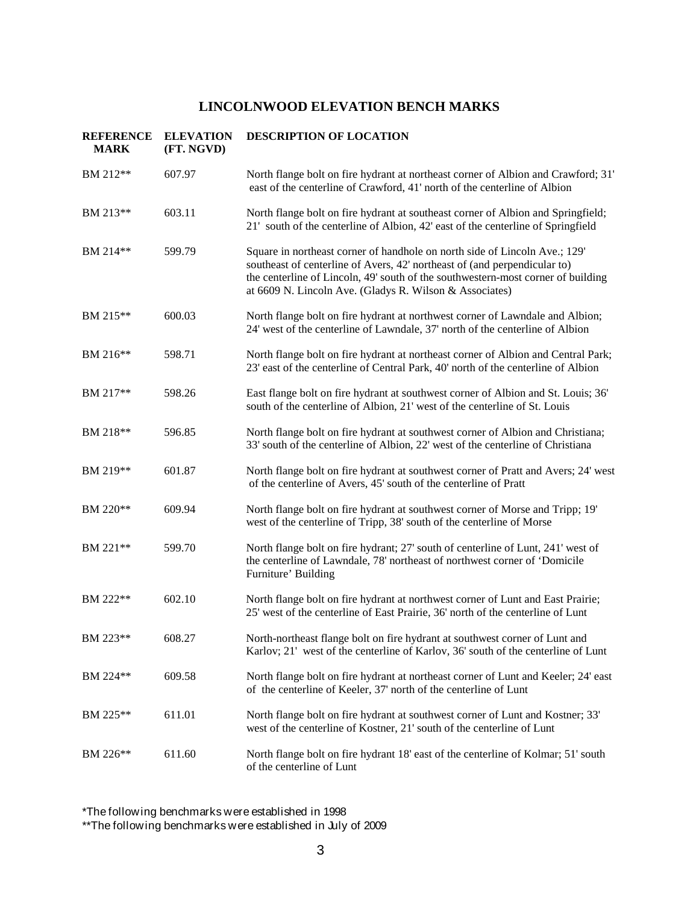# LINCOLNWOOD ELEVATION BENCH MARKS

| REFERENCE MARK | ELEVATION (FT. NGVD) | DESCRIPTION OF LOCATION |
|---|---|---|
| BM 212** | 607.97 | North flange bolt on fire hydrant at northeast corner of Albion and Crawford; 31' east of the centerline of Crawford, 41' north of the centerline of Albion |
| BM 213** | 603.11 | North flange bolt on fire hydrant at southeast corner of Albion and Springfield; 21' south of the centerline of Albion, 42' east of the centerline of Springfield |
| BM 214** | 599.79 | Square in northeast corner of handhole on north side of Lincoln Ave.; 129' southeast of centerline of Avers, 42' northeast of (and perpendicular to) the centerline of Lincoln, 49' south of the southwestern-most corner of building at 6609 N. Lincoln Ave. (Gladys R. Wilson & Associates) |
| BM 215** | 600.03 | North flange bolt on fire hydrant at northwest corner of Lawndale and Albion; 24' west of the centerline of Lawndale, 37' north of the centerline of Albion |
| BM 216** | 598.71 | North flange bolt on fire hydrant at northeast corner of Albion and Central Park; 23' east of the centerline of Central Park, 40' north of the centerline of Albion |
| BM 217** | 598.26 | East flange bolt on fire hydrant at southwest corner of Albion and St. Louis; 36' south of the centerline of Albion, 21' west of the centerline of St. Louis |
| BM 218** | 596.85 | North flange bolt on fire hydrant at southwest corner of Albion and Christiana; 33' south of the centerline of Albion, 22' west of the centerline of Christiana |
| BM 219** | 601.87 | North flange bolt on fire hydrant at southwest corner of Pratt and Avers; 24' west of the centerline of Avers, 45' south of the centerline of Pratt |
| BM 220** | 609.94 | North flange bolt on fire hydrant at southwest corner of Morse and Tripp; 19' west of the centerline of Tripp, 38' south of the centerline of Morse |
| BM 221** | 599.70 | North flange bolt on fire hydrant; 27' south of centerline of Lunt, 241' west of the centerline of Lawndale, 78' northeast of northwest corner of 'Domicile Furniture' Building |
| BM 222** | 602.10 | North flange bolt on fire hydrant at northwest corner of Lunt and East Prairie; 25' west of the centerline of East Prairie, 36' north of the centerline of Lunt |
| BM 223** | 608.27 | North-northeast flange bolt on fire hydrant at southwest corner of Lunt and Karlov; 21' west of the centerline of Karlov, 36' south of the centerline of Lunt |
| BM 224** | 609.58 | North flange bolt on fire hydrant at northeast corner of Lunt and Keeler; 24' east of the centerline of Keeler, 37' north of the centerline of Lunt |
| BM 225** | 611.01 | North flange bolt on fire hydrant at southwest corner of Lunt and Kostner; 33' west of the centerline of Kostner, 21' south of the centerline of Lunt |
| BM 226** | 611.60 | North flange bolt on fire hydrant 18' east of the centerline of Kolmar; 51' south of the centerline of Lunt |

*The following benchmarks were established in 1998
**The following benchmarks were established in July of 2009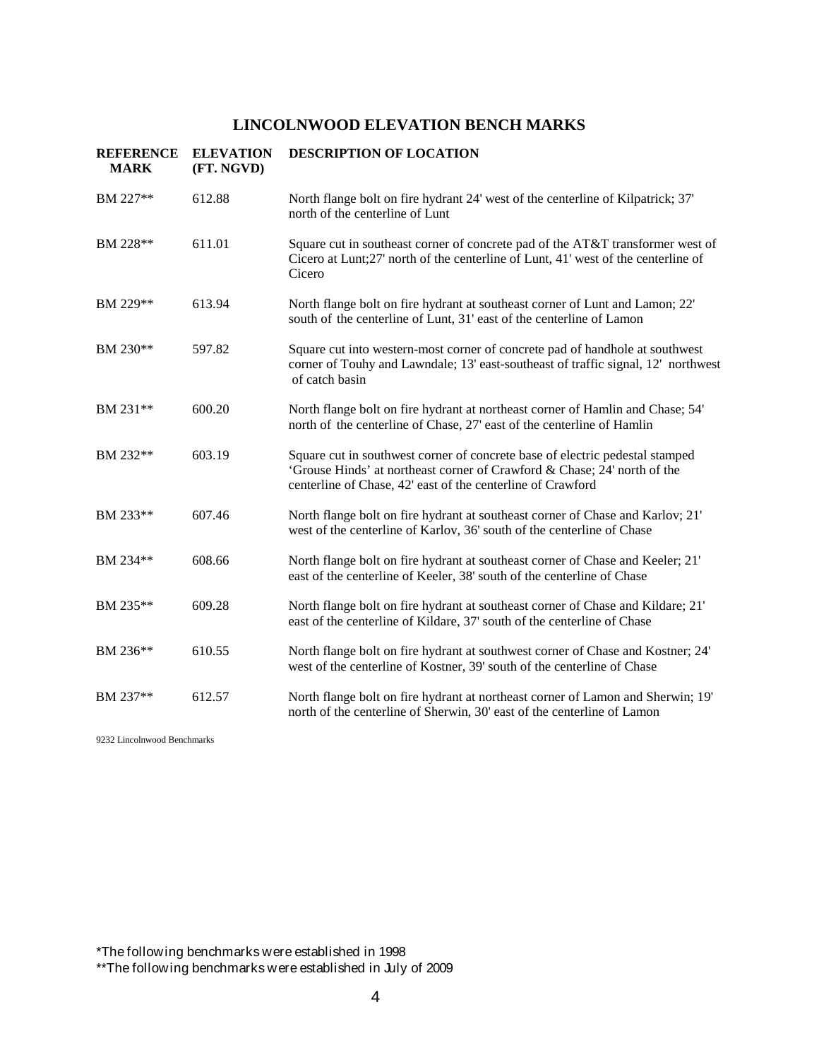# LINCOLNWOOD ELEVATION BENCH MARKS

| REFERENCE MARK | ELEVATION (FT. NGVD) | DESCRIPTION OF LOCATION |
|---|---|---|
| BM 227** | 612.88 | North flange bolt on fire hydrant 24' west of the centerline of Kilpatrick; 37' north of the centerline of Lunt |
| BM 228** | 611.01 | Square cut in southeast corner of concrete pad of the AT&T transformer west of Cicero at Lunt;27' north of the centerline of Lunt, 41' west of the centerline of Cicero |
| BM 229** | 613.94 | North flange bolt on fire hydrant at southeast corner of Lunt and Lamon; 22' south of the centerline of Lunt, 31' east of the centerline of Lamon |
| BM 230** | 597.82 | Square cut into western-most corner of concrete pad of handhole at southwest corner of Touhy and Lawndale; 13' east-southeast of traffic signal, 12' northwest of catch basin |
| BM 231** | 600.20 | North flange bolt on fire hydrant at northeast corner of Hamlin and Chase; 54' north of the centerline of Chase, 27' east of the centerline of Hamlin |
| BM 232** | 603.19 | Square cut in southwest corner of concrete base of electric pedestal stamped 'Grouse Hinds' at northeast corner of Crawford & Chase; 24' north of the centerline of Chase, 42' east of the centerline of Crawford |
| BM 233** | 607.46 | North flange bolt on fire hydrant at southeast corner of Chase and Karlov; 21' west of the centerline of Karlov, 36' south of the centerline of Chase |
| BM 234** | 608.66 | North flange bolt on fire hydrant at southeast corner of Chase and Keeler; 21' east of the centerline of Keeler, 38' south of the centerline of Chase |
| BM 235** | 609.28 | North flange bolt on fire hydrant at southeast corner of Chase and Kildare; 21' east of the centerline of Kildare, 37' south of the centerline of Chase |
| BM 236** | 610.55 | North flange bolt on fire hydrant at southwest corner of Chase and Kostner; 24' west of the centerline of Kostner, 39' south of the centerline of Chase |
| BM 237** | 612.57 | North flange bolt on fire hydrant at northeast corner of Lamon and Sherwin; 19' north of the centerline of Sherwin, 30' east of the centerline of Lamon |

9232 Lincolnwood Benchmarks

*The following benchmarks were established in 1998
**The following benchmarks were established in July of 2009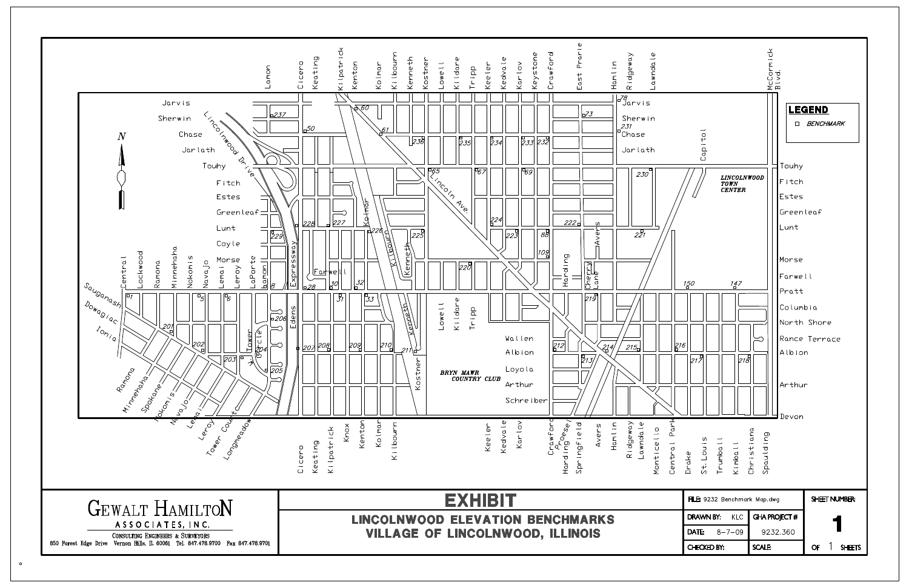# EXHIBIT

## LINCOLNWOOD ELEVATION BENCHMARKS
## VILLAGE OF LINCOLNWOOD, ILLINOIS

LEGEND

□ BENCHMARK

N

Jarvis
Sherwin
Chase
Jarlath
Touhy
Fitch
Estes
Greenleaf
Lunt
Coyle
Morse
Farwell
Pratt
Columbia
North Shore
Rance Terrace
Albion
Arthur
Devon
Wallen
Albion
Loyola
Arthur
Schreiber

Lamon
Cicero
Keating
Kilpatrick
Kenton
Kolmar
Kilbourn
Kenneth
Kostner
Lowell
Kildare
Tripp
Keeler
Kedvale
Karlov
Keystone
Crawford
East Prarie
Hamlin
Ridgeway
Lawndale
McCormick Blvd.

Lincolnwood Drive
Lincoln Ave
Edens Expressway
Capitol
Harding
Cherry Lane
Avers
Tower Circle
LINCOLNWOOD TOWN CENTER
BRYN MAWR COUNTRY CLUB

Central
Lockwood
Ramona
Minnehaha
Nokomis
Navajo
Lemai
Leroy
LaPorte
Lamon
Sauganash
Dowagiac
Ionia
Ramona
Minnehaha
Spokane
Nokomis
Navajo
Lemai
Leroy
Tower Court
Longmeadow

Cicero
Keating
Kilpatrick
Knox
Kenton
Kolmar
Kilbourn
Keeler
Kedvale
Karlov
Crawford
Pröesel
Harding
Springfield
Avers
Hamlin
Ridgeway
Lawndale
Monticello
Central Park
Drake
St. Louis
Trumball
Kimball
Christiana
Spaulding

78
237
60
73
231
50
61
236
235
234
233
232
65
67
69
230
224
228
227
226
225
222
229
223
88
221
109
220
8
28
30
32
150
147
1
5
6
31
33
219
206
201
202
204
207
208
209
210
211
212
214
215
216
203
213
217
218
205

GEWALT HAMILTON ASSOCIATES, INC.
CONSULTING ENGINEERS & SURVEYORS
850 Forest Edge Drive Vernon Hills, IL 60061 Tel. 847.478.9700 Fax 847.478.9701

| | | | |
|---|---|---|---|
| FILE: 9232 Benchmark Map.dwg | | SHEET NUMBER: | |
| DRAWN BY: KLC | GHA PROJECT # 9232.360 | 1 | |
| DATE: 8-7-09 | | | |
| CHECKED BY: | SCALE: | OF 1 SHEETS | |